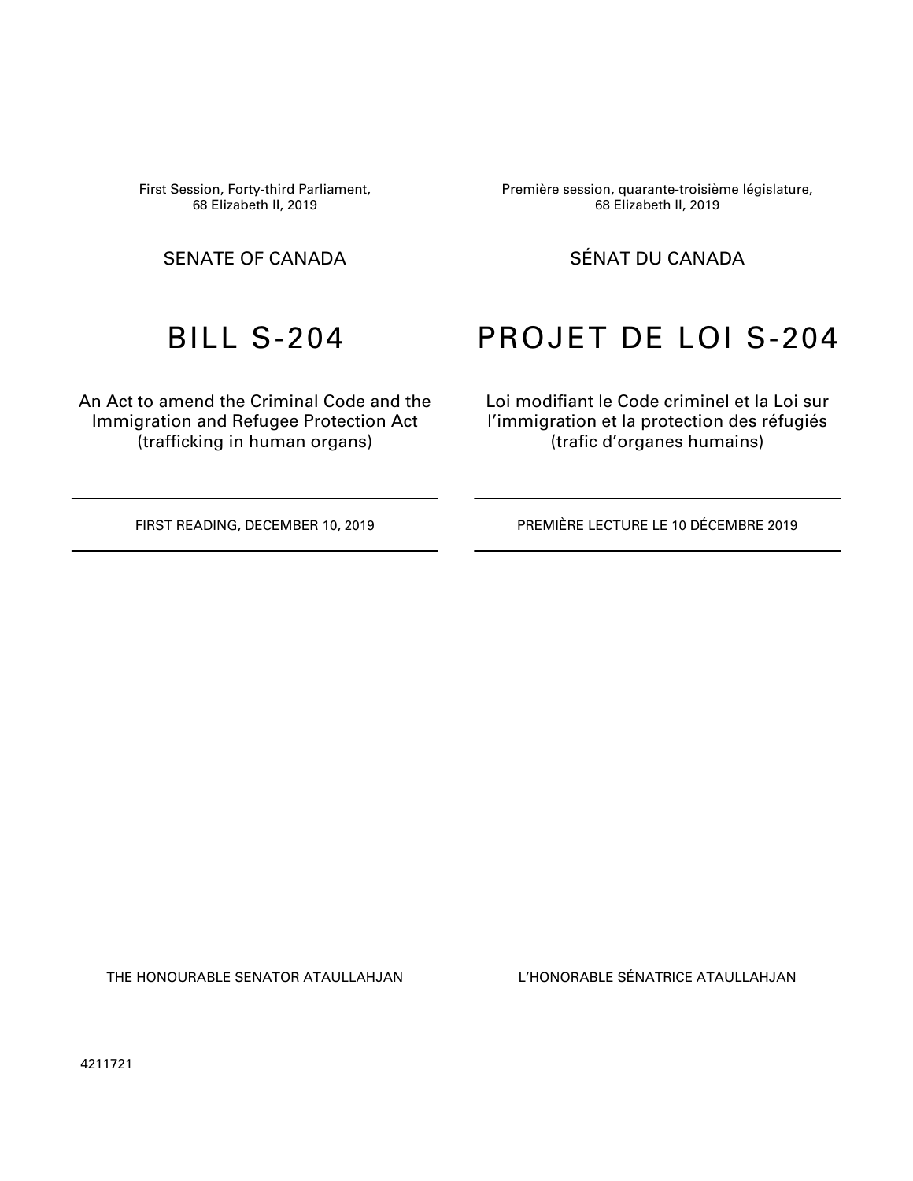First Session, Forty-third Parliament,
68 Elizabeth II, 2019

SENATE OF CANADA

# BILL S-204

An Act to amend the Criminal Code and the Immigration and Refugee Protection Act (trafficking in human organs)

FIRST READING, DECEMBER 10, 2019

THE HONOURABLE SENATOR ATAULLAHJAN

Première session, quarante-troisième législature,
68 Elizabeth II, 2019

SÉNAT DU CANADA

# PROJET DE LOI S-204

Loi modifiant le Code criminel et la Loi sur l'immigration et la protection des réfugiés (trafic d'organes humains)

PREMIÈRE LECTURE LE 10 DÉCEMBRE 2019

L'HONORABLE SÉNATRICE ATAULLAHJAN

4211721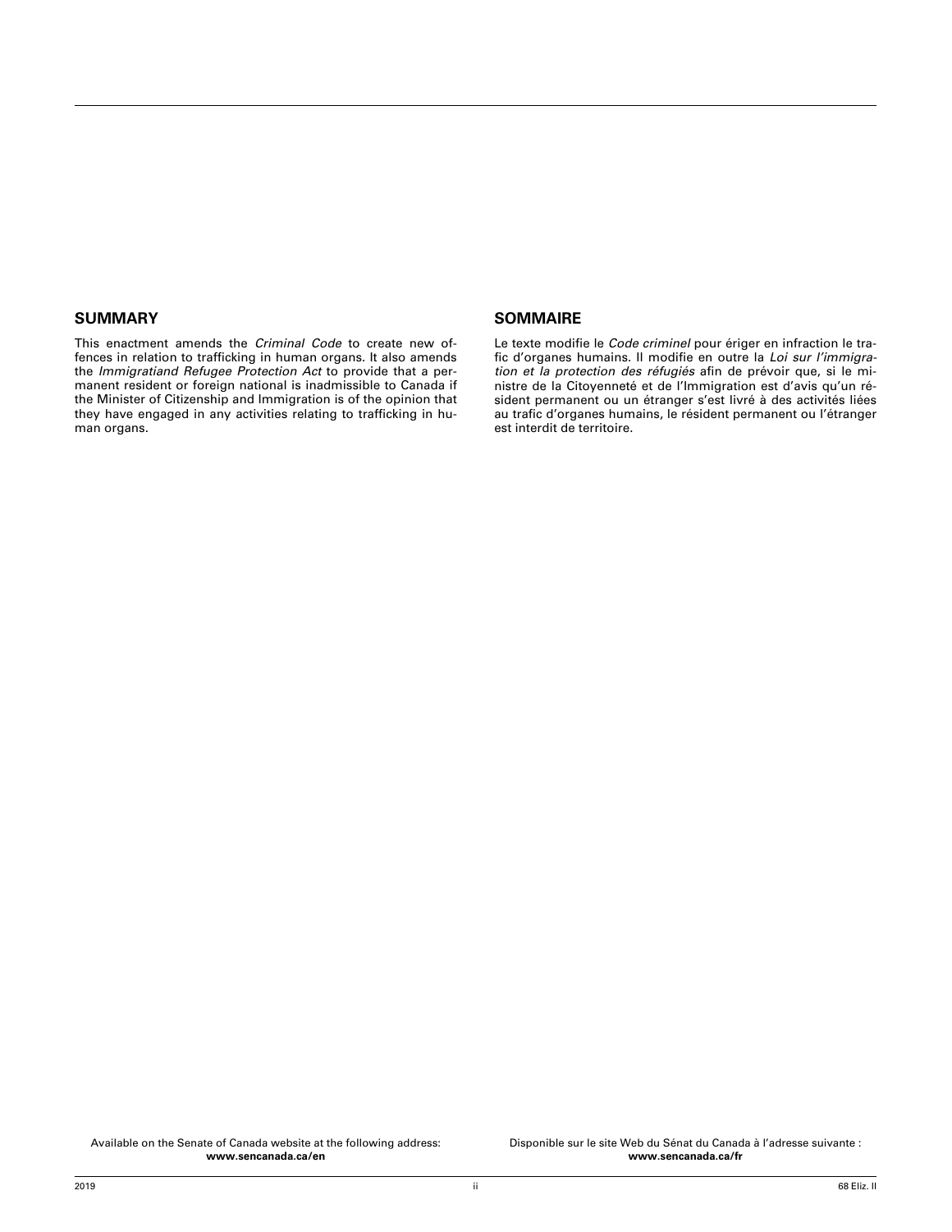## SUMMARY

This enactment amends the *Criminal Code* to create new offences in relation to trafficking in human organs. It also amends the *Immigratiand Refugee Protection Act* to provide that a permanent resident or foreign national is inadmissible to Canada if the Minister of Citizenship and Immigration is of the opinion that they have engaged in any activities relating to trafficking in human organs.

## SOMMAIRE

Le texte modifie le *Code criminel* pour ériger en infraction le trafic d'organes humains. Il modifie en outre la *Loi sur l'immigration et la protection des réfugiés* afin de prévoir que, si le ministre de la Citoyenneté et de l'Immigration est d'avis qu'un résident permanent ou un étranger s'est livré à des activités liées au trafic d'organes humains, le résident permanent ou l'étranger est interdit de territoire.

Available on the Senate of Canada website at the following address:
**www.sencanada.ca/en**

Disponible sur le site Web du Sénat du Canada à l'adresse suivante :
**www.sencanada.ca/fr**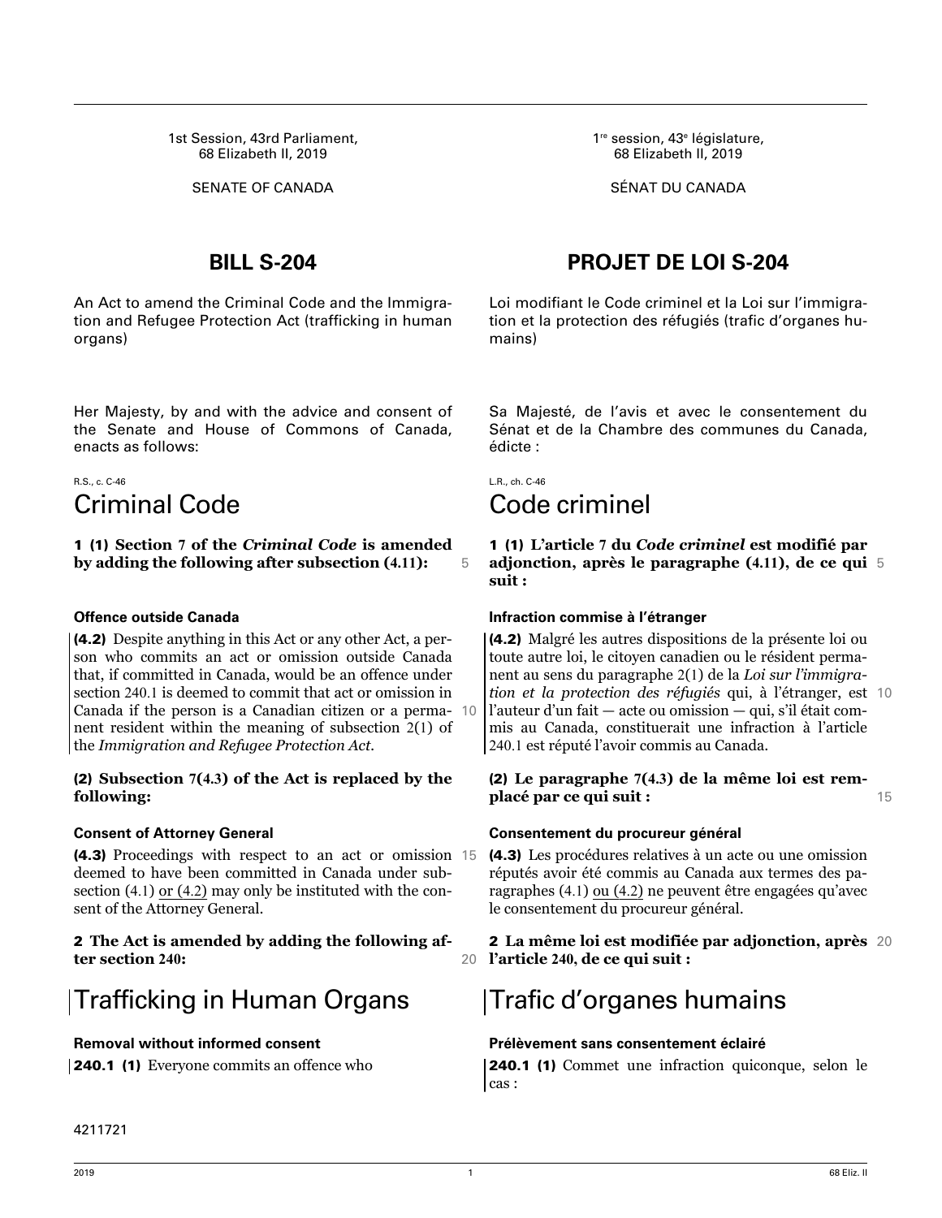1st Session, 43rd Parliament,
68 Elizabeth II, 2019

SENATE OF CANADA

# BILL S-204

An Act to amend the Criminal Code and the Immigration and Refugee Protection Act (trafficking in human organs)

Her Majesty, by and with the advice and consent of the Senate and House of Commons of Canada, enacts as follows:

R.S., c. C-46

## Criminal Code

**1 (1) Section 7 of the *Criminal Code* is amended by adding the following after subsection (4.11):**

**Offence outside Canada**

**(4.2)** Despite anything in this Act or any other Act, a person who commits an act or omission outside Canada that, if committed in Canada, would be an offence under section 240.1 is deemed to commit that act or omission in Canada if the person is a Canadian citizen or a permanent resident within the meaning of subsection 2(1) of the *Immigration and Refugee Protection Act*.

**(2) Subsection 7(4.3) of the Act is replaced by the following:**

**Consent of Attorney General**

**(4.3)** Proceedings with respect to an act or omission deemed to have been committed in Canada under subsection (4.1) or (4.2) may only be instituted with the consent of the Attorney General.

**2 The Act is amended by adding the following after section 240:**

## Trafficking in Human Organs

**Removal without informed consent**

**240.1 (1)** Everyone commits an offence who

4211721

---

1re session, 43e législature,
68 Elizabeth II, 2019

SÉNAT DU CANADA

# PROJET DE LOI S-204

Loi modifiant le Code criminel et la Loi sur l'immigration et la protection des réfugiés (trafic d'organes humains)

Sa Majesté, de l'avis et avec le consentement du Sénat et de la Chambre des communes du Canada, édicte :

L.R., ch. C-46

## Code criminel

**1 (1) L'article 7 du *Code criminel* est modifié par adjonction, après le paragraphe (4.11), de ce qui suit :**

**Infraction commise à l'étranger**

**(4.2)** Malgré les autres dispositions de la présente loi ou toute autre loi, le citoyen canadien ou le résident permanent au sens du paragraphe 2(1) de la *Loi sur l'immigration et la protection des réfugiés* qui, à l'étranger, est l'auteur d'un fait — acte ou omission — qui, s'il était commis au Canada, constituerait une infraction à l'article 240.1 est réputé l'avoir commis au Canada.

**(2) Le paragraphe 7(4.3) de la même loi est remplacé par ce qui suit :**

**Consentement du procureur général**

**(4.3)** Les procédures relatives à un acte ou une omission réputés avoir été commis au Canada aux termes des paragraphes (4.1) ou (4.2) ne peuvent être engagées qu'avec le consentement du procureur général.

**2 La même loi est modifiée par adjonction, après l'article 240, de ce qui suit :**

## Trafic d'organes humains

**Prélèvement sans consentement éclairé**

**240.1 (1)** Commet une infraction quiconque, selon le cas :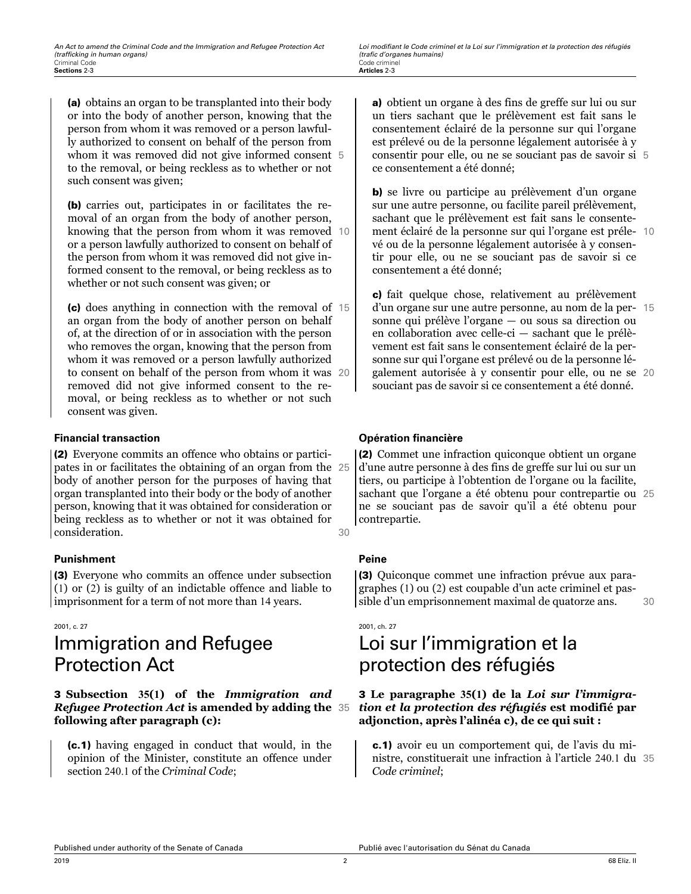**(a)** obtains an organ to be transplanted into their body or into the body of another person, knowing that the person from whom it was removed or a person lawfully authorized to consent on behalf of the person from whom it was removed did not give informed consent to the removal, or being reckless as to whether or not such consent was given;

**(b)** carries out, participates in or facilitates the removal of an organ from the body of another person, knowing that the person from whom it was removed or a person lawfully authorized to consent on behalf of the person from whom it was removed did not give informed consent to the removal, or being reckless as to whether or not such consent was given; or

**(c)** does anything in connection with the removal of an organ from the body of another person on behalf of, at the direction of or in association with the person who removes the organ, knowing that the person from whom it was removed or a person lawfully authorized to consent on behalf of the person from whom it was removed did not give informed consent to the removal, or being reckless as to whether or not such consent was given.

**Financial transaction**

**(2)** Everyone commits an offence who obtains or participates in or facilitates the obtaining of an organ from the body of another person for the purposes of having that organ transplanted into their body or the body of another person, knowing that it was obtained for consideration or being reckless as to whether or not it was obtained for consideration.

**Punishment**

**(3)** Everyone who commits an offence under subsection (1) or (2) is guilty of an indictable offence and liable to imprisonment for a term of not more than 14 years.

2001, c. 27

# Immigration and Refugee Protection Act

**3 Subsection 35(1) of the *Immigration and Refugee Protection Act* is amended by adding the following after paragraph (c):**

**(c.1)** having engaged in conduct that would, in the opinion of the Minister, constitute an offence under section 240.1 of the *Criminal Code*;

**a)** obtient un organe à des fins de greffe sur lui ou sur un tiers sachant que le prélèvement est fait sans le consentement éclairé de la personne sur qui l'organe est prélevé ou de la personne légalement autorisée à y consentir pour elle, ou ne se souciant pas de savoir si ce consentement a été donné;

**b)** se livre ou participe au prélèvement d'un organe sur une autre personne, ou facilite pareil prélèvement, sachant que le prélèvement est fait sans le consentement éclairé de la personne sur qui l'organe est prélevé ou de la personne légalement autorisée à y consentir pour elle, ou ne se souciant pas de savoir si ce consentement a été donné;

**c)** fait quelque chose, relativement au prélèvement d'un organe sur une autre personne, au nom de la personne qui prélève l'organe — ou sous sa direction ou en collaboration avec celle-ci — sachant que le prélèvement est fait sans le consentement éclairé de la personne sur qui l'organe est prélevé ou de la personne légalement autorisée à y consentir pour elle, ou ne se souciant pas de savoir si ce consentement a été donné.

**Opération financière**

**(2)** Commet une infraction quiconque obtient un organe d'une autre personne à des fins de greffe sur lui ou sur un tiers, ou participe à l'obtention de l'organe ou la facilite, sachant que l'organe a été obtenu pour contrepartie ou ne se souciant pas de savoir qu'il a été obtenu pour contrepartie.

**Peine**

**(3)** Quiconque commet une infraction prévue aux paragraphes (1) ou (2) est coupable d'un acte criminel et passible d'un emprisonnement maximal de quatorze ans.

2001, ch. 27

# Loi sur l'immigration et la protection des réfugiés

**3 Le paragraphe 35(1) de la *Loi sur l'immigration et la protection des réfugiés* est modifié par adjonction, après l'alinéa c), de ce qui suit :**

**c.1)** avoir eu un comportement qui, de l'avis du ministre, constituerait une infraction à l'article 240.1 du *Code criminel*;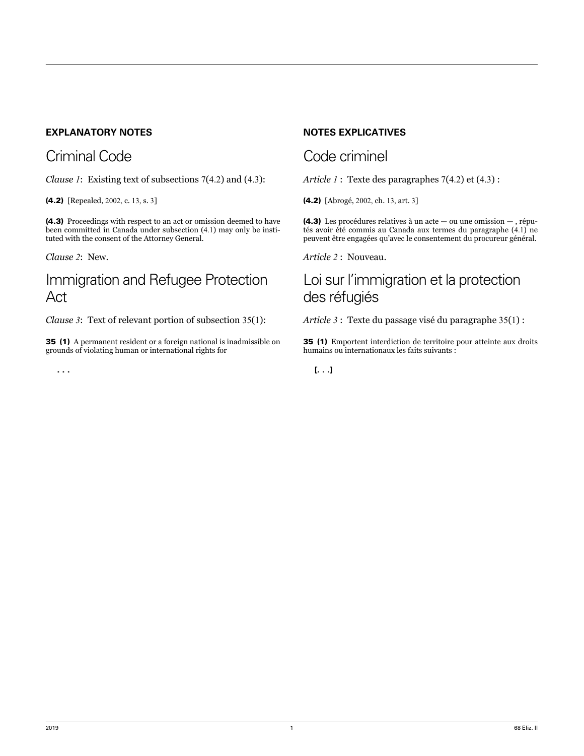## EXPLANATORY NOTES

# Criminal Code

*Clause 1*: Existing text of subsections 7(4.2) and (4.3):

**(4.2)** [Repealed, 2002, c. 13, s. 3]

**(4.3)** Proceedings with respect to an act or omission deemed to have been committed in Canada under subsection (4.1) may only be instituted with the consent of the Attorney General.

*Clause 2*: New.

# Immigration and Refugee Protection Act

*Clause 3*: Text of relevant portion of subsection 35(1):

**35 (1)** A permanent resident or a foreign national is inadmissible on grounds of violating human or international rights for

. . .

## NOTES EXPLICATIVES

# Code criminel

*Article 1* : Texte des paragraphes 7(4.2) et (4.3) :

**(4.2)** [Abrogé, 2002, ch. 13, art. 3]

**(4.3)** Les procédures relatives à un acte — ou une omission — , réputés avoir été commis au Canada aux termes du paragraphe (4.1) ne peuvent être engagées qu'avec le consentement du procureur général.

*Article 2* : Nouveau.

# Loi sur l'immigration et la protection des réfugiés

*Article 3* : Texte du passage visé du paragraphe 35(1) :

**35 (1)** Emportent interdiction de territoire pour atteinte aux droits humains ou internationaux les faits suivants :

**[. . .]**